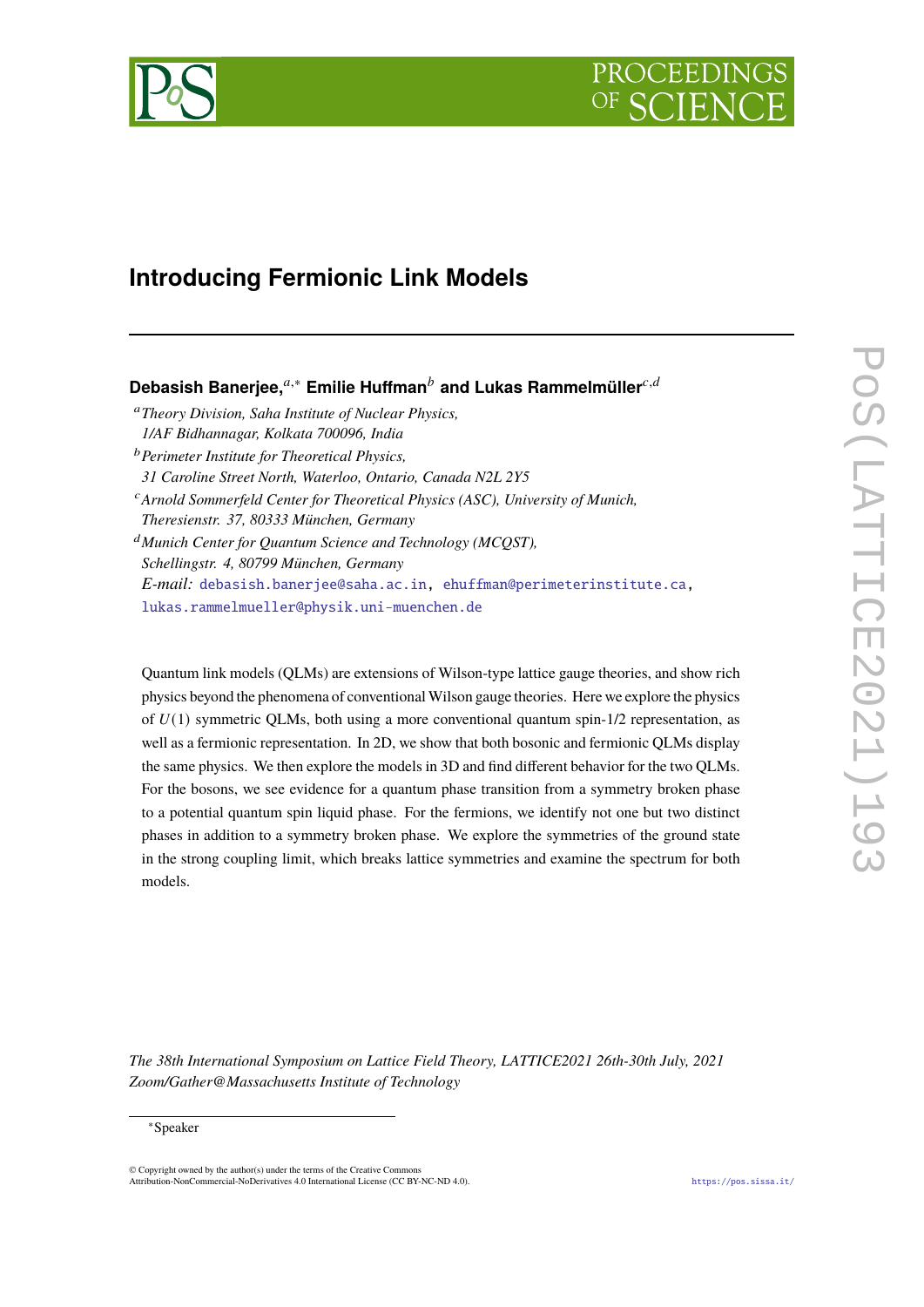# Introducing Fermionic Link Models

**Debasish Banerjee,**[a,*] **Emilie Huffman**[b] **and Lukas Rammelmüller**[c,d]

[a] *Theory Division, Saha Institute of Nuclear Physics, 1/AF Bidhannagar, Kolkata 700096, India*

[b] *Perimeter Institute for Theoretical Physics, 31 Caroline Street North, Waterloo, Ontario, Canada N2L 2Y5*

[c] *Arnold Sommerfeld Center for Theoretical Physics (ASC), University of Munich, Theresienstr. 37, 80333 München, Germany*

[d] *Munich Center for Quantum Science and Technology (MCQST), Schellingstr. 4, 80799 München, Germany*

*E-mail:* debasish.banerjee@saha.ac.in, ehuffman@perimeterinstitute.ca, lukas.rammelmueller@physik.uni-muenchen.de

Quantum link models (QLMs) are extensions of Wilson-type lattice gauge theories, and show rich physics beyond the phenomena of conventional Wilson gauge theories. Here we explore the physics of $U(1)$ symmetric QLMs, both using a more conventional quantum spin-1/2 representation, as well as a fermionic representation. In 2D, we show that both bosonic and fermionic QLMs display the same physics. We then explore the models in 3D and find different behavior for the two QLMs. For the bosons, we see evidence for a quantum phase transition from a symmetry broken phase to a potential quantum spin liquid phase. For the fermions, we identify not one but two distinct phases in addition to a symmetry broken phase. We explore the symmetries of the ground state in the strong coupling limit, which breaks lattice symmetries and examine the spectrum for both models.

*The 38th International Symposium on Lattice Field Theory, LATTICE2021 26th-30th July, 2021 Zoom/Gather@Massachusetts Institute of Technology*

[*] Speaker

© Copyright owned by the author(s) under the terms of the Creative Commons Attribution-NonCommercial-NoDerivatives 4.0 International License (CC BY-NC-ND 4.0).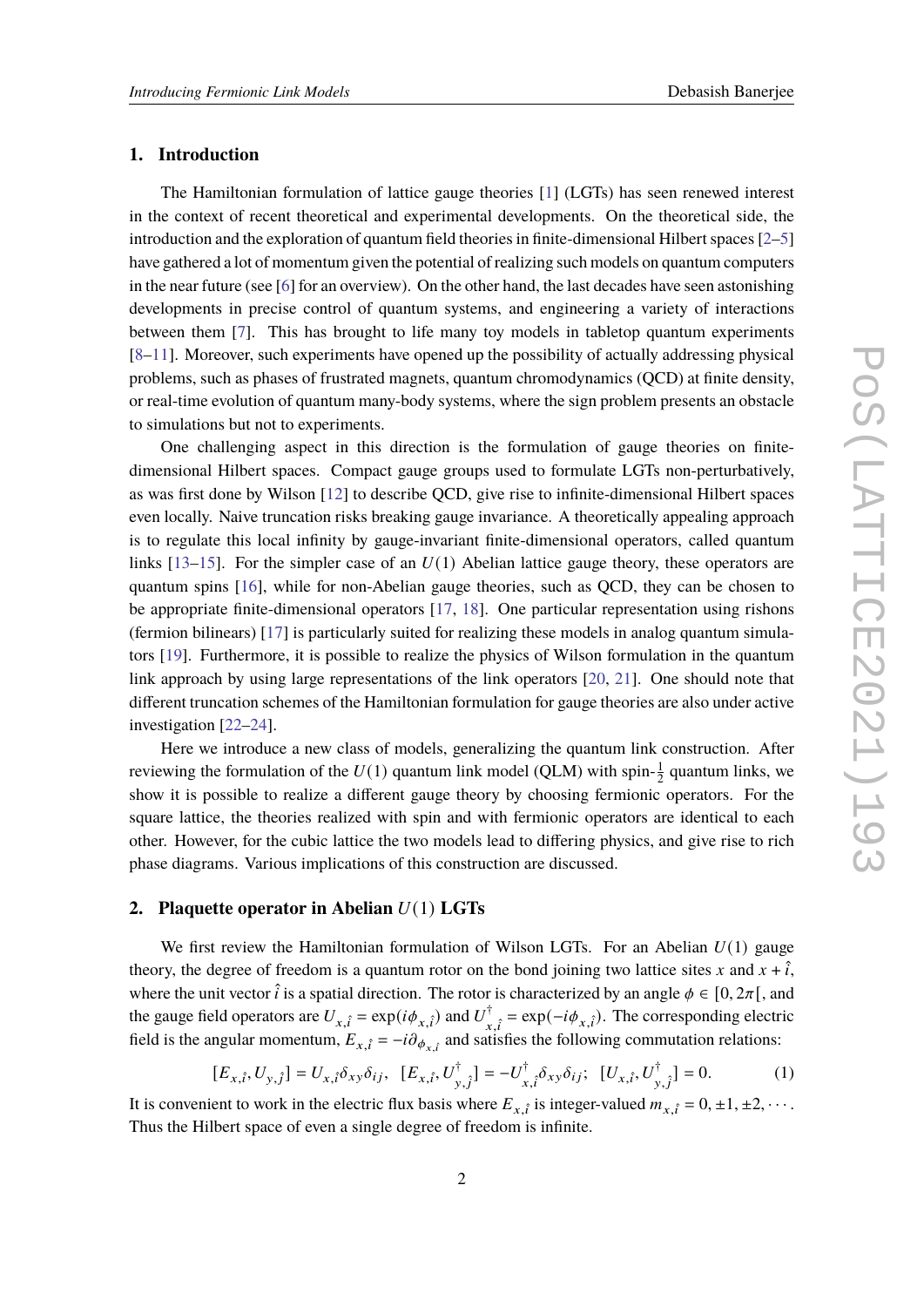## 1. Introduction

The Hamiltonian formulation of lattice gauge theories [1] (LGTs) has seen renewed interest in the context of recent theoretical and experimental developments. On the theoretical side, the introduction and the exploration of quantum field theories in finite-dimensional Hilbert spaces [2–5] have gathered a lot of momentum given the potential of realizing such models on quantum computers in the near future (see [6] for an overview). On the other hand, the last decades have seen astonishing developments in precise control of quantum systems, and engineering a variety of interactions between them [7]. This has brought to life many toy models in tabletop quantum experiments [8–11]. Moreover, such experiments have opened up the possibility of actually addressing physical problems, such as phases of frustrated magnets, quantum chromodynamics (QCD) at finite density, or real-time evolution of quantum many-body systems, where the sign problem presents an obstacle to simulations but not to experiments.

One challenging aspect in this direction is the formulation of gauge theories on finite-dimensional Hilbert spaces. Compact gauge groups used to formulate LGTs non-perturbatively, as was first done by Wilson [12] to describe QCD, give rise to infinite-dimensional Hilbert spaces even locally. Naive truncation risks breaking gauge invariance. A theoretically appealing approach is to regulate this local infinity by gauge-invariant finite-dimensional operators, called quantum links [13–15]. For the simpler case of an $U(1)$ Abelian lattice gauge theory, these operators are quantum spins [16], while for non-Abelian gauge theories, such as QCD, they can be chosen to be appropriate finite-dimensional operators [17, 18]. One particular representation using rishons (fermion bilinears) [17] is particularly suited for realizing these models in analog quantum simulators [19]. Furthermore, it is possible to realize the physics of Wilson formulation in the quantum link approach by using large representations of the link operators [20, 21]. One should note that different truncation schemes of the Hamiltonian formulation for gauge theories are also under active investigation [22–24].

Here we introduce a new class of models, generalizing the quantum link construction. After reviewing the formulation of the $U(1)$ quantum link model (QLM) with spin-$\frac{1}{2}$ quantum links, we show it is possible to realize a different gauge theory by choosing fermionic operators. For the square lattice, the theories realized with spin and with fermionic operators are identical to each other. However, for the cubic lattice the two models lead to differing physics, and give rise to rich phase diagrams. Various implications of this construction are discussed.

## 2. Plaquette operator in Abelian $U(1)$ LGTs

We first review the Hamiltonian formulation of Wilson LGTs. For an Abelian $U(1)$ gauge theory, the degree of freedom is a quantum rotor on the bond joining two lattice sites $x$ and $x + \hat{i}$, where the unit vector $\hat{i}$ is a spatial direction. The rotor is characterized by an angle $\phi \in [0, 2\pi[$, and the gauge field operators are $U_{x,\hat{i}} = \exp(i\phi_{x,\hat{i}})$ and $U^{\dagger}_{x,\hat{i}} = \exp(-i\phi_{x,\hat{i}})$. The corresponding electric field is the angular momentum, $E_{x,\hat{i}} = -i\partial_{\phi_{x,i}}$ and satisfies the following commutation relations:

$$[E_{x,\hat{i}}, U_{y,\hat{j}}] = U_{x,\hat{i}}\delta_{xy}\delta_{ij}, \ \ [E_{x,\hat{i}}, U^{\dagger}_{y,\hat{j}}] = -U^{\dagger}_{x,\hat{i}}\delta_{xy}\delta_{ij}; \ \ [U_{x,\hat{i}}, U^{\dagger}_{y,\hat{j}}] = 0. \tag{1}$$

It is convenient to work in the electric flux basis where $E_{x,\hat{i}}$ is integer-valued $m_{x,\hat{i}} = 0, \pm 1, \pm 2, \cdots$. Thus the Hilbert space of even a single degree of freedom is infinite.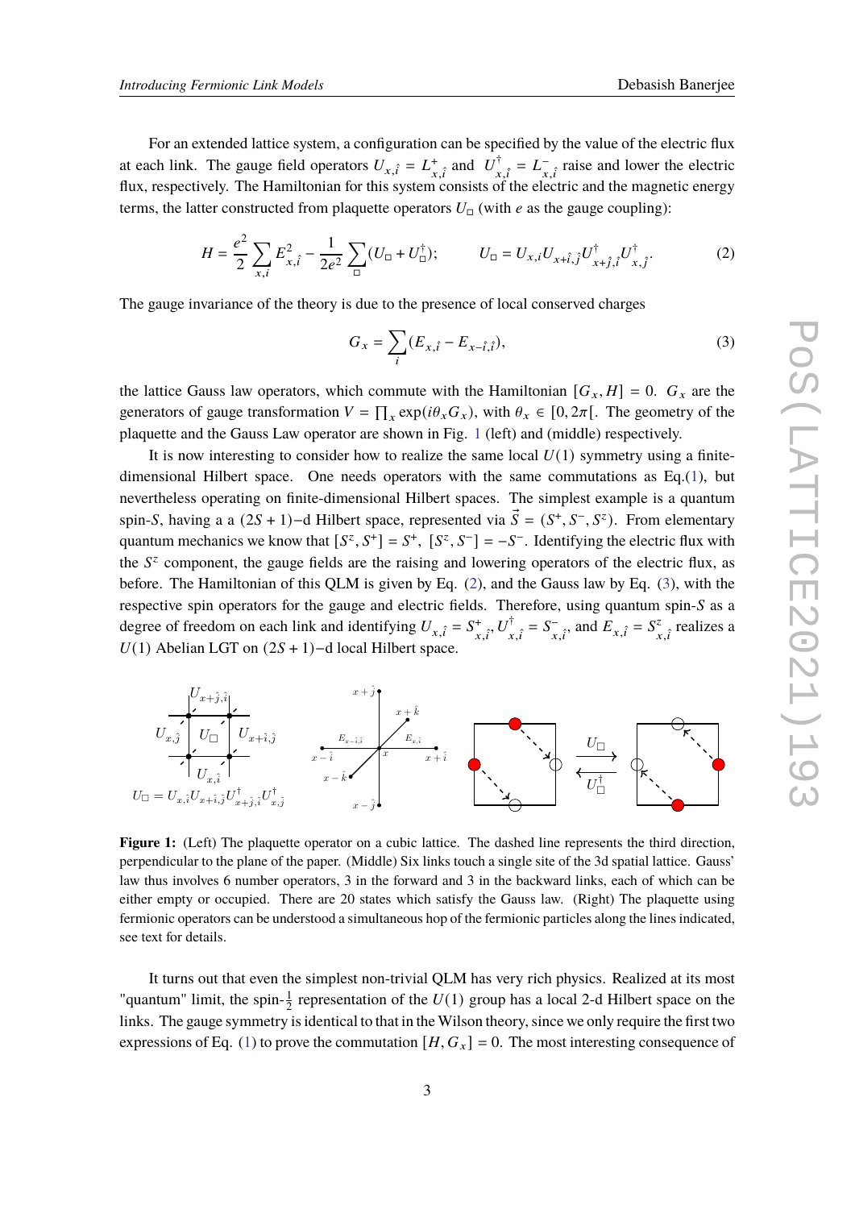For an extended lattice system, a configuration can be specified by the value of the electric flux at each link. The gauge field operators $U_{x,\hat{i}} = L^+_{x,\hat{i}}$ and $U^\dagger_{x,\hat{i}} = L^-_{x,\hat{i}}$ raise and lower the electric flux, respectively. The Hamiltonian for this system consists of the electric and the magnetic energy terms, the latter constructed from plaquette operators $U_\square$ (with $e$ as the gauge coupling):

$$H = \frac{e^2}{2}\sum_{x,i} E^2_{x,\hat{i}} - \frac{1}{2e^2}\sum_\square (U_\square + U^\dagger_\square); \qquad U_\square = U_{x,i}U_{x+\hat{i},\hat{j}}U^\dagger_{x+\hat{j},\hat{i}}U^\dagger_{x,\hat{j}}. \tag{2}$$

The gauge invariance of the theory is due to the presence of local conserved charges

$$G_x = \sum_i (E_{x,\hat{i}} - E_{x-\hat{i},\hat{i}}), \tag{3}$$

the lattice Gauss law operators, which commute with the Hamiltonian $[G_x, H] = 0$. $G_x$ are the generators of gauge transformation $V = \prod_x \exp(i\theta_x G_x)$, with $\theta_x \in [0, 2\pi[$. The geometry of the plaquette and the Gauss Law operator are shown in Fig. 1 (left) and (middle) respectively.

It is now interesting to consider how to realize the same local $U(1)$ symmetry using a finite-dimensional Hilbert space. One needs operators with the same commutations as Eq.(1), but nevertheless operating on finite-dimensional Hilbert spaces. The simplest example is a quantum spin-$S$, having a a $(2S+1)-$d Hilbert space, represented via $\vec{S} = (S^+, S^-, S^z)$. From elementary quantum mechanics we know that $[S^z, S^+] = S^+$, $[S^z, S^-] = -S^-$. Identifying the electric flux with the $S^z$ component, the gauge fields are the raising and lowering operators of the electric flux, as before. The Hamiltonian of this QLM is given by Eq. (2), and the Gauss law by Eq. (3), with the respective spin operators for the gauge and electric fields. Therefore, using quantum spin-$S$ as a degree of freedom on each link and identifying $U_{x,\hat{i}} = S^+_{x,\hat{i}}, U^\dagger_{x,\hat{i}} = S^-_{x,\hat{i}}$, and $E_{x,\hat{i}} = S^z_{x,\hat{i}}$ realizes a $U(1)$ Abelian LGT on $(2S+1)-$d local Hilbert space.

**Figure 1:** (Left) The plaquette operator on a cubic lattice. The dashed line represents the third direction, perpendicular to the plane of the paper. (Middle) Six links touch a single site of the 3d spatial lattice. Gauss' law thus involves 6 number operators, 3 in the forward and 3 in the backward links, each of which can be either empty or occupied. There are 20 states which satisfy the Gauss law. (Right) The plaquette using fermionic operators can be understood a simultaneous hop of the fermionic particles along the lines indicated, see text for details.

It turns out that even the simplest non-trivial QLM has very rich physics. Realized at its most "quantum" limit, the spin-$\frac{1}{2}$ representation of the $U(1)$ group has a local 2-d Hilbert space on the links. The gauge symmetry is identical to that in the Wilson theory, since we only require the first two expressions of Eq. (1) to prove the commutation $[H, G_x] = 0$. The most interesting consequence of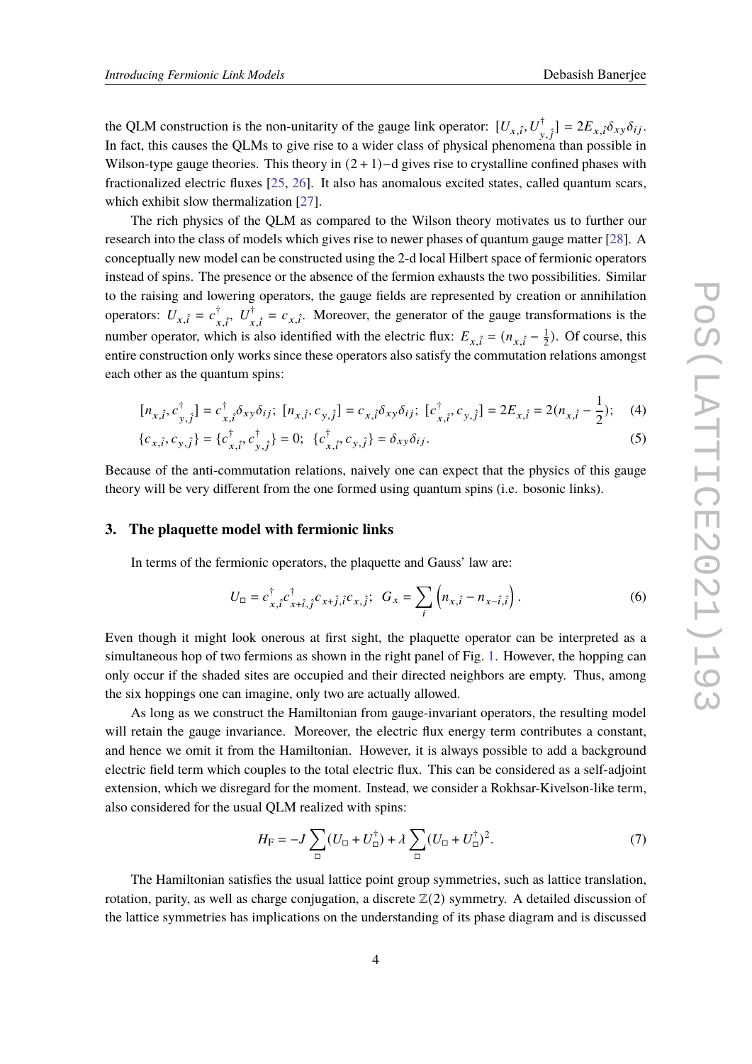the QLM construction is the non-unitarity of the gauge link operator: $[U_{x,\hat{i}}, U^\dagger_{y,\hat{j}}] = 2E_{x,\hat{i}}\delta_{xy}\delta_{ij}$. In fact, this causes the QLMs to give rise to a wider class of physical phenomena than possible in Wilson-type gauge theories. This theory in $(2+1)$−d gives rise to crystalline confined phases with fractionalized electric fluxes [25, 26]. It also has anomalous excited states, called quantum scars, which exhibit slow thermalization [27].

The rich physics of the QLM as compared to the Wilson theory motivates us to further our research into the class of models which gives rise to newer phases of quantum gauge matter [28]. A conceptually new model can be constructed using the 2-d local Hilbert space of fermionic operators instead of spins. The presence or the absence of the fermion exhausts the two possibilities. Similar to the raising and lowering operators, the gauge fields are represented by creation or annihilation operators: $U_{x,\hat{i}} = c^\dagger_{x,\hat{i}}$, $U^\dagger_{x,\hat{i}} = c_{x,\hat{i}}$. Moreover, the generator of the gauge transformations is the number operator, which is also identified with the electric flux: $E_{x,\hat{i}} = (n_{x,\hat{i}} - \frac{1}{2})$. Of course, this entire construction only works since these operators also satisfy the commutation relations amongst each other as the quantum spins:

$$[n_{x,\hat{i}}, c^\dagger_{y,\hat{j}}] = c^\dagger_{x,\hat{i}}\delta_{xy}\delta_{ij};\ [n_{x,\hat{i}}, c_{y,\hat{j}}] = c_{x,\hat{i}}\delta_{xy}\delta_{ij};\ [c^\dagger_{x,\hat{i}}, c_{y,\hat{j}}] = 2E_{x,\hat{i}} = 2(n_{x,\hat{i}} - \frac{1}{2}); \quad (4)$$

$$\{c_{x,\hat{i}}, c_{y,\hat{j}}\} = \{c^\dagger_{x,\hat{i}}, c^\dagger_{y,\hat{j}}\} = 0;\ \{c^\dagger_{x,\hat{i}}, c_{y,\hat{j}}\} = \delta_{xy}\delta_{ij}. \quad (5)$$

Because of the anti-commutation relations, naively one can expect that the physics of this gauge theory will be very different from the one formed using quantum spins (i.e. bosonic links).

## 3. The plaquette model with fermionic links

In terms of the fermionic operators, the plaquette and Gauss' law are:

$$U_\square = c^\dagger_{x,\hat{i}} c^\dagger_{x+\hat{i},\hat{j}} c_{x+\hat{j},\hat{i}} c_{x,\hat{j}};\ \ G_x = \sum_i \left( n_{x,\hat{i}} - n_{x-\hat{i},\hat{i}} \right). \quad (6)$$

Even though it might look onerous at first sight, the plaquette operator can be interpreted as a simultaneous hop of two fermions as shown in the right panel of Fig. 1. However, the hopping can only occur if the shaded sites are occupied and their directed neighbors are empty. Thus, among the six hoppings one can imagine, only two are actually allowed.

As long as we construct the Hamiltonian from gauge-invariant operators, the resulting model will retain the gauge invariance. Moreover, the electric flux energy term contributes a constant, and hence we omit it from the Hamiltonian. However, it is always possible to add a background electric field term which couples to the total electric flux. This can be considered as a self-adjoint extension, which we disregard for the moment. Instead, we consider a Rokhsar-Kivelson-like term, also considered for the usual QLM realized with spins:

$$H_{\rm F} = -J \sum_\square (U_\square + U^\dagger_\square) + \lambda \sum_\square (U_\square + U^\dagger_\square)^2. \quad (7)$$

The Hamiltonian satisfies the usual lattice point group symmetries, such as lattice translation, rotation, parity, as well as charge conjugation, a discrete $\mathbb{Z}(2)$ symmetry. A detailed discussion of the lattice symmetries has implications on the understanding of its phase diagram and is discussed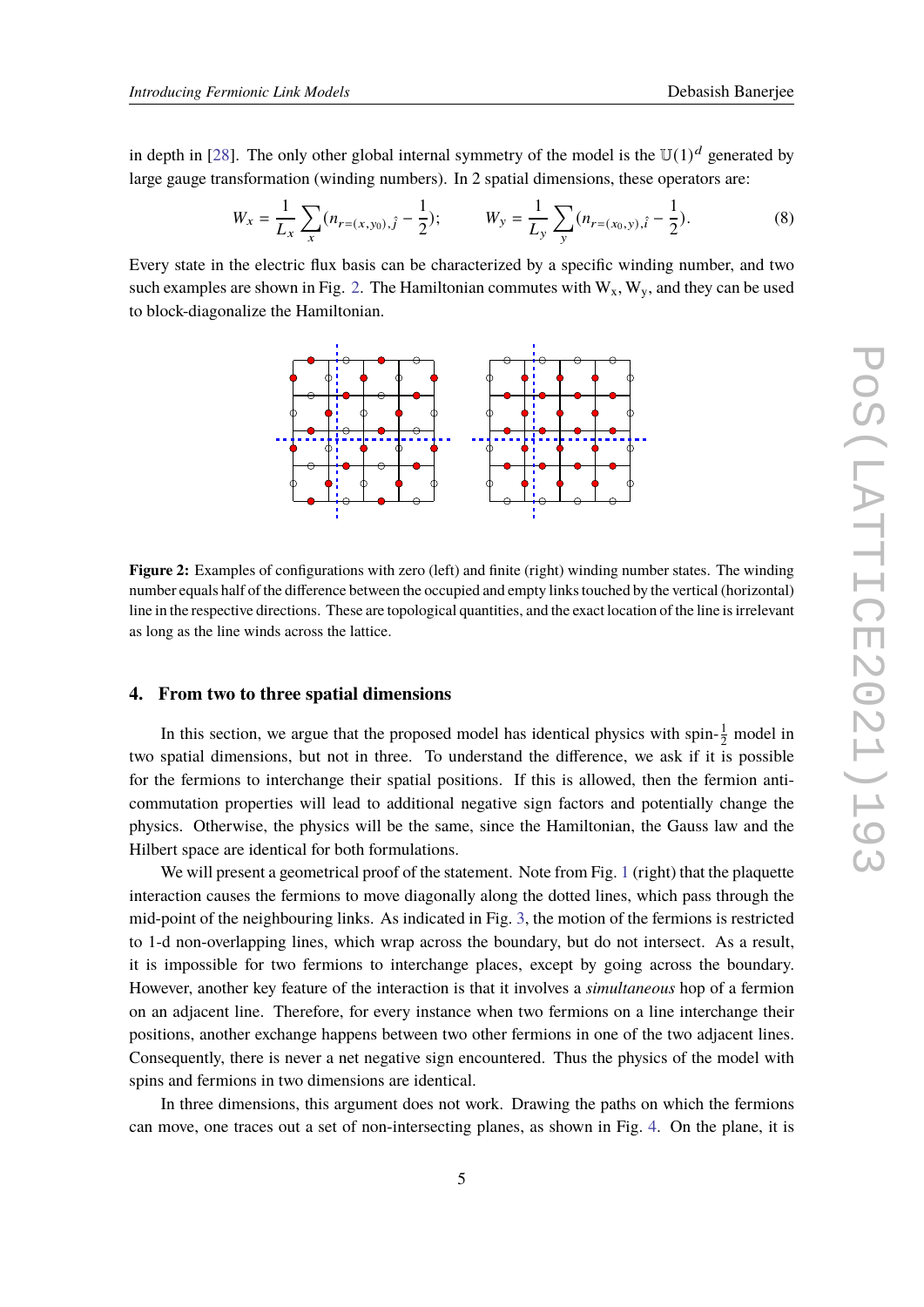in depth in [28]. The only other global internal symmetry of the model is the $\mathbb{U}(1)^d$ generated by large gauge transformation (winding numbers). In 2 spatial dimensions, these operators are:

$$W_x = \frac{1}{L_x}\sum_x (n_{r=(x,y_0),\hat{j}} - \frac{1}{2}); \qquad W_y = \frac{1}{L_y}\sum_y (n_{r=(x_0,y),\hat{i}} - \frac{1}{2}). \tag{8}$$

Every state in the electric flux basis can be characterized by a specific winding number, and two such examples are shown in Fig. 2. The Hamiltonian commutes with $\mathrm{W_x}$, $\mathrm{W_y}$, and they can be used to block-diagonalize the Hamiltonian.

**Figure 2:** Examples of configurations with zero (left) and finite (right) winding number states. The winding number equals half of the difference between the occupied and empty links touched by the vertical (horizontal) line in the respective directions. These are topological quantities, and the exact location of the line is irrelevant as long as the line winds across the lattice.

## 4. From two to three spatial dimensions

In this section, we argue that the proposed model has identical physics with spin-$\frac{1}{2}$ model in two spatial dimensions, but not in three. To understand the difference, we ask if it is possible for the fermions to interchange their spatial positions. If this is allowed, then the fermion anti-commutation properties will lead to additional negative sign factors and potentially change the physics. Otherwise, the physics will be the same, since the Hamiltonian, the Gauss law and the Hilbert space are identical for both formulations.

We will present a geometrical proof of the statement. Note from Fig. 1 (right) that the plaquette interaction causes the fermions to move diagonally along the dotted lines, which pass through the mid-point of the neighbouring links. As indicated in Fig. 3, the motion of the fermions is restricted to 1-d non-overlapping lines, which wrap across the boundary, but do not intersect. As a result, it is impossible for two fermions to interchange places, except by going across the boundary. However, another key feature of the interaction is that it involves a *simultaneous* hop of a fermion on an adjacent line. Therefore, for every instance when two fermions on a line interchange their positions, another exchange happens between two other fermions in one of the two adjacent lines. Consequently, there is never a net negative sign encountered. Thus the physics of the model with spins and fermions in two dimensions are identical.

In three dimensions, this argument does not work. Drawing the paths on which the fermions can move, one traces out a set of non-intersecting planes, as shown in Fig. 4. On the plane, it is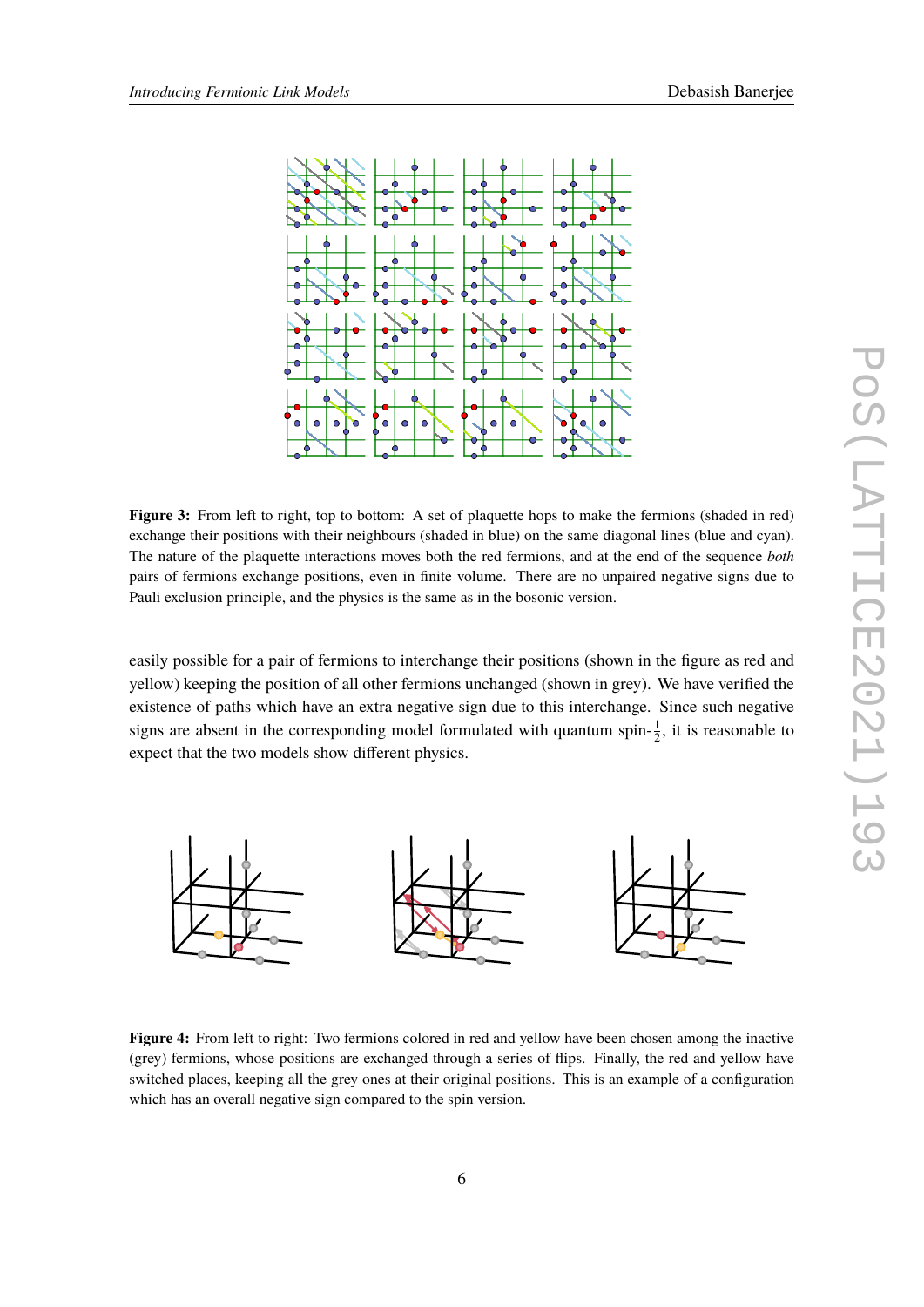**Figure 3:** From left to right, top to bottom: A set of plaquette hops to make the fermions (shaded in red) exchange their positions with their neighbours (shaded in blue) on the same diagonal lines (blue and cyan). The nature of the plaquette interactions moves both the red fermions, and at the end of the sequence *both* pairs of fermions exchange positions, even in finite volume. There are no unpaired negative signs due to Pauli exclusion principle, and the physics is the same as in the bosonic version.

easily possible for a pair of fermions to interchange their positions (shown in the figure as red and yellow) keeping the position of all other fermions unchanged (shown in grey). We have verified the existence of paths which have an extra negative sign due to this interchange. Since such negative signs are absent in the corresponding model formulated with quantum spin-$\frac{1}{2}$, it is reasonable to expect that the two models show different physics.

**Figure 4:** From left to right: Two fermions colored in red and yellow have been chosen among the inactive (grey) fermions, whose positions are exchanged through a series of flips. Finally, the red and yellow have switched places, keeping all the grey ones at their original positions. This is an example of a configuration which has an overall negative sign compared to the spin version.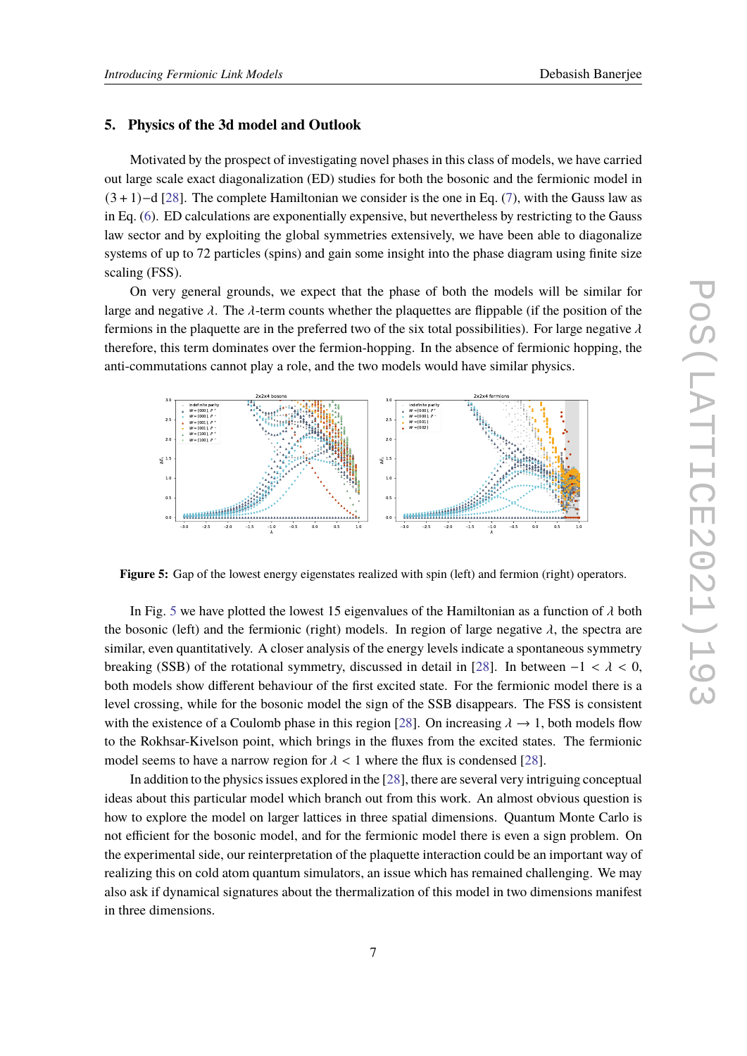## 5. Physics of the 3d model and Outlook

Motivated by the prospect of investigating novel phases in this class of models, we have carried out large scale exact diagonalization (ED) studies for both the bosonic and the fermionic model in $(3+1)-$d [28]. The complete Hamiltonian we consider is the one in Eq. (7), with the Gauss law as in Eq. (6). ED calculations are exponentially expensive, but nevertheless by restricting to the Gauss law sector and by exploiting the global symmetries extensively, we have been able to diagonalize systems of up to 72 particles (spins) and gain some insight into the phase diagram using finite size scaling (FSS).

On very general grounds, we expect that the phase of both the models will be similar for large and negative $\lambda$. The $\lambda$-term counts whether the plaquettes are flippable (if the position of the fermions in the plaquette are in the preferred two of the six total possibilities). For large negative $\lambda$ therefore, this term dominates over the fermion-hopping. In the absence of fermionic hopping, the anti-commutations cannot play a role, and the two models would have similar physics.

**Figure 5:** Gap of the lowest energy eigenstates realized with spin (left) and fermion (right) operators.

In Fig. 5 we have plotted the lowest 15 eigenvalues of the Hamiltonian as a function of $\lambda$ both the bosonic (left) and the fermionic (right) models. In region of large negative $\lambda$, the spectra are similar, even quantitatively. A closer analysis of the energy levels indicate a spontaneous symmetry breaking (SSB) of the rotational symmetry, discussed in detail in [28]. In between $-1 < \lambda < 0$, both models show different behaviour of the first excited state. For the fermionic model there is a level crossing, while for the bosonic model the sign of the SSB disappears. The FSS is consistent with the existence of a Coulomb phase in this region [28]. On increasing $\lambda \to 1$, both models flow to the Rokhsar-Kivelson point, which brings in the fluxes from the excited states. The fermionic model seems to have a narrow region for $\lambda < 1$ where the flux is condensed [28].

In addition to the physics issues explored in the [28], there are several very intriguing conceptual ideas about this particular model which branch out from this work. An almost obvious question is how to explore the model on larger lattices in three spatial dimensions. Quantum Monte Carlo is not efficient for the bosonic model, and for the fermionic model there is even a sign problem. On the experimental side, our reinterpretation of the plaquette interaction could be an important way of realizing this on cold atom quantum simulators, an issue which has remained challenging. We may also ask if dynamical signatures about the thermalization of this model in two dimensions manifest in three dimensions.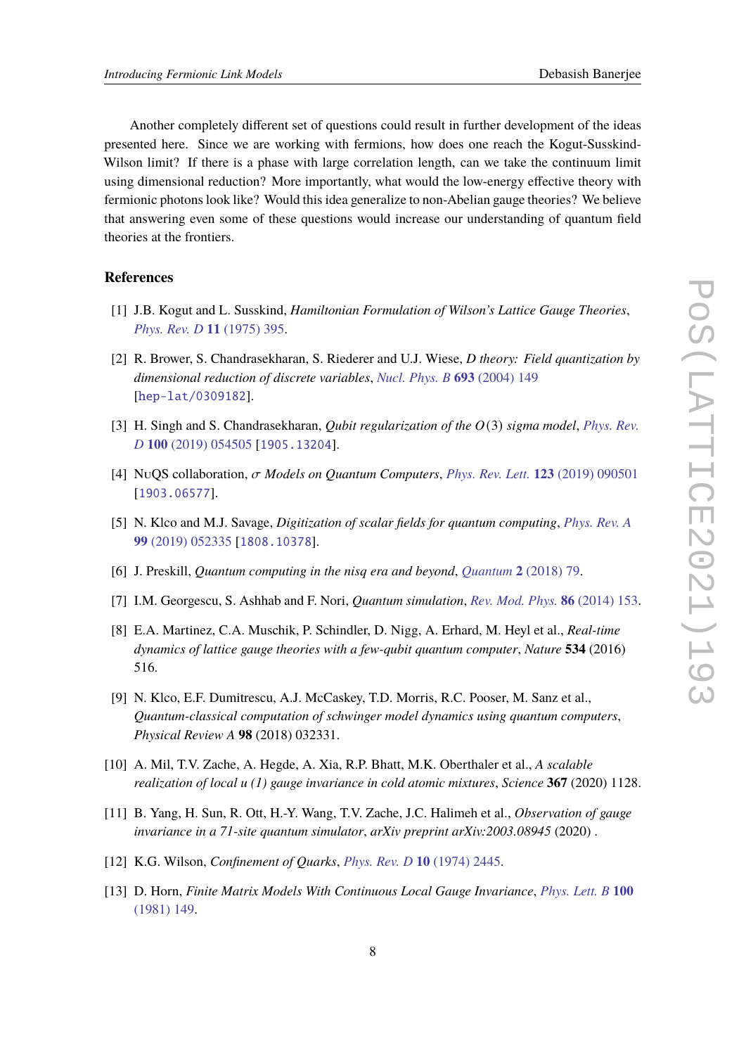Another completely different set of questions could result in further development of the ideas presented here. Since we are working with fermions, how does one reach the Kogut-Susskind-Wilson limit? If there is a phase with large correlation length, can we take the continuum limit using dimensional reduction? More importantly, what would the low-energy effective theory with fermionic photons look like? Would this idea generalize to non-Abelian gauge theories? We believe that answering even some of these questions would increase our understanding of quantum field theories at the frontiers.

## References

[1] J.B. Kogut and L. Susskind, *Hamiltonian Formulation of Wilson's Lattice Gauge Theories*, *Phys. Rev. D* **11** (1975) 395.

[2] R. Brower, S. Chandrasekharan, S. Riederer and U.J. Wiese, *D theory: Field quantization by dimensional reduction of discrete variables*, *Nucl. Phys. B* **693** (2004) 149 [hep-lat/0309182].

[3] H. Singh and S. Chandrasekharan, *Qubit regularization of the $O(3)$ sigma model*, *Phys. Rev. D* **100** (2019) 054505 [1905.13204].

[4] NuQS collaboration, *$\sigma$ Models on Quantum Computers*, *Phys. Rev. Lett.* **123** (2019) 090501 [1903.06577].

[5] N. Klco and M.J. Savage, *Digitization of scalar fields for quantum computing*, *Phys. Rev. A* **99** (2019) 052335 [1808.10378].

[6] J. Preskill, *Quantum computing in the nisq era and beyond*, *Quantum* **2** (2018) 79.

[7] I.M. Georgescu, S. Ashhab and F. Nori, *Quantum simulation*, *Rev. Mod. Phys.* **86** (2014) 153.

[8] E.A. Martinez, C.A. Muschik, P. Schindler, D. Nigg, A. Erhard, M. Heyl et al., *Real-time dynamics of lattice gauge theories with a few-qubit quantum computer*, *Nature* **534** (2016) 516.

[9] N. Klco, E.F. Dumitrescu, A.J. McCaskey, T.D. Morris, R.C. Pooser, M. Sanz et al., *Quantum-classical computation of schwinger model dynamics using quantum computers*, *Physical Review A* **98** (2018) 032331.

[10] A. Mil, T.V. Zache, A. Hegde, A. Xia, R.P. Bhatt, M.K. Oberthaler et al., *A scalable realization of local u (1) gauge invariance in cold atomic mixtures*, *Science* **367** (2020) 1128.

[11] B. Yang, H. Sun, R. Ott, H.-Y. Wang, T.V. Zache, J.C. Halimeh et al., *Observation of gauge invariance in a 71-site quantum simulator*, *arXiv preprint arXiv:2003.08945* (2020) .

[12] K.G. Wilson, *Confinement of Quarks*, *Phys. Rev. D* **10** (1974) 2445.

[13] D. Horn, *Finite Matrix Models With Continuous Local Gauge Invariance*, *Phys. Lett. B* **100** (1981) 149.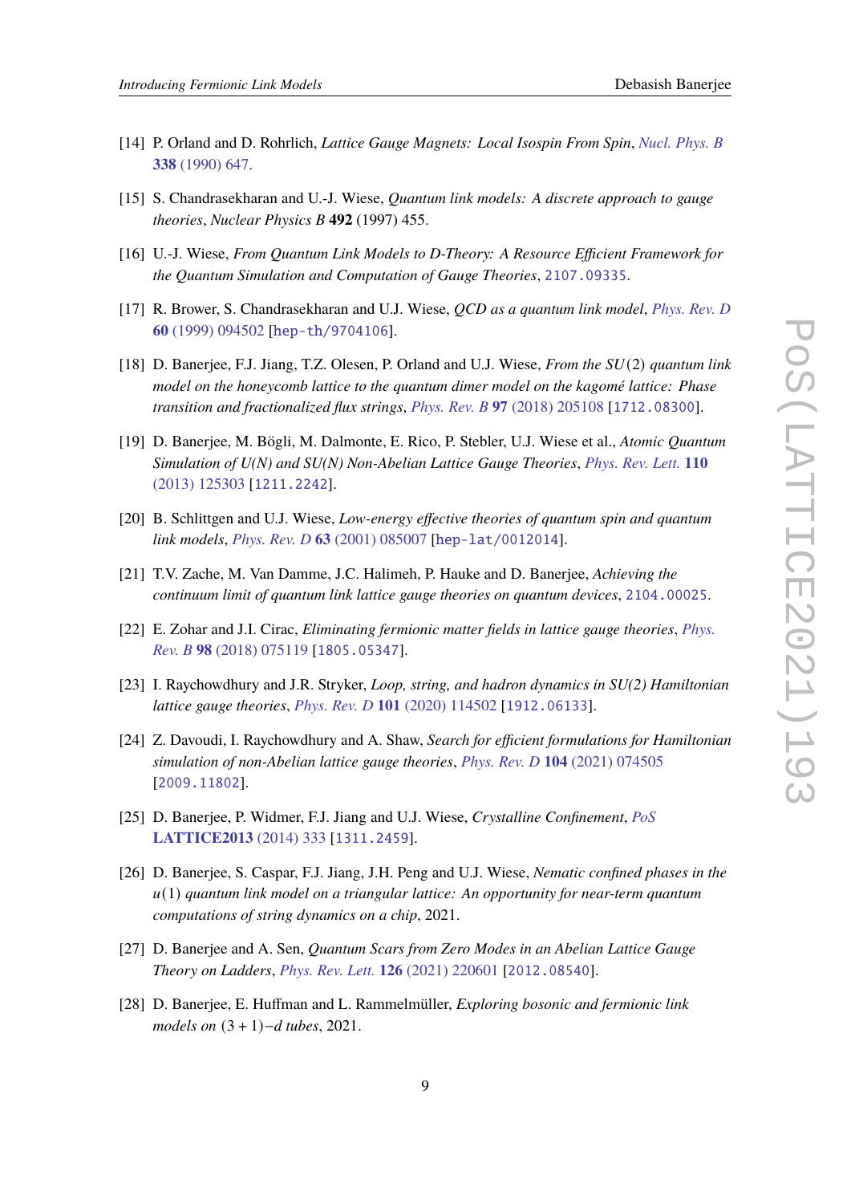[14] P. Orland and D. Rohrlich, *Lattice Gauge Magnets: Local Isospin From Spin*, Nucl. Phys. B **338** (1990) 647.

[15] S. Chandrasekharan and U.-J. Wiese, *Quantum link models: A discrete approach to gauge theories*, *Nuclear Physics B* **492** (1997) 455.

[16] U.-J. Wiese, *From Quantum Link Models to D-Theory: A Resource Efficient Framework for the Quantum Simulation and Computation of Gauge Theories*, 2107.09335.

[17] R. Brower, S. Chandrasekharan and U.J. Wiese, *QCD as a quantum link model*, Phys. Rev. D **60** (1999) 094502 [hep-th/9704106].

[18] D. Banerjee, F.J. Jiang, T.Z. Olesen, P. Orland and U.J. Wiese, *From the $SU(2)$ quantum link model on the honeycomb lattice to the quantum dimer model on the kagomé lattice: Phase transition and fractionalized flux strings*, Phys. Rev. B **97** (2018) 205108 [1712.08300].

[19] D. Banerjee, M. Bögli, M. Dalmonte, E. Rico, P. Stebler, U.J. Wiese et al., *Atomic Quantum Simulation of U(N) and SU(N) Non-Abelian Lattice Gauge Theories*, Phys. Rev. Lett. **110** (2013) 125303 [1211.2242].

[20] B. Schlittgen and U.J. Wiese, *Low-energy effective theories of quantum spin and quantum link models*, Phys. Rev. D **63** (2001) 085007 [hep-lat/0012014].

[21] T.V. Zache, M. Van Damme, J.C. Halimeh, P. Hauke and D. Banerjee, *Achieving the continuum limit of quantum link lattice gauge theories on quantum devices*, 2104.00025.

[22] E. Zohar and J.I. Cirac, *Eliminating fermionic matter fields in lattice gauge theories*, Phys. Rev. B **98** (2018) 075119 [1805.05347].

[23] I. Raychowdhury and J.R. Stryker, *Loop, string, and hadron dynamics in SU(2) Hamiltonian lattice gauge theories*, Phys. Rev. D **101** (2020) 114502 [1912.06133].

[24] Z. Davoudi, I. Raychowdhury and A. Shaw, *Search for efficient formulations for Hamiltonian simulation of non-Abelian lattice gauge theories*, Phys. Rev. D **104** (2021) 074505 [2009.11802].

[25] D. Banerjee, P. Widmer, F.J. Jiang and U.J. Wiese, *Crystalline Confinement*, PoS **LATTICE2013** (2014) 333 [1311.2459].

[26] D. Banerjee, S. Caspar, F.J. Jiang, J.H. Peng and U.J. Wiese, *Nematic confined phases in the $u(1)$ quantum link model on a triangular lattice: An opportunity for near-term quantum computations of string dynamics on a chip*, 2021.

[27] D. Banerjee and A. Sen, *Quantum Scars from Zero Modes in an Abelian Lattice Gauge Theory on Ladders*, Phys. Rev. Lett. **126** (2021) 220601 [2012.08540].

[28] D. Banerjee, E. Huffman and L. Rammelmüller, *Exploring bosonic and fermionic link models on $(3+1)-d$ tubes*, 2021.